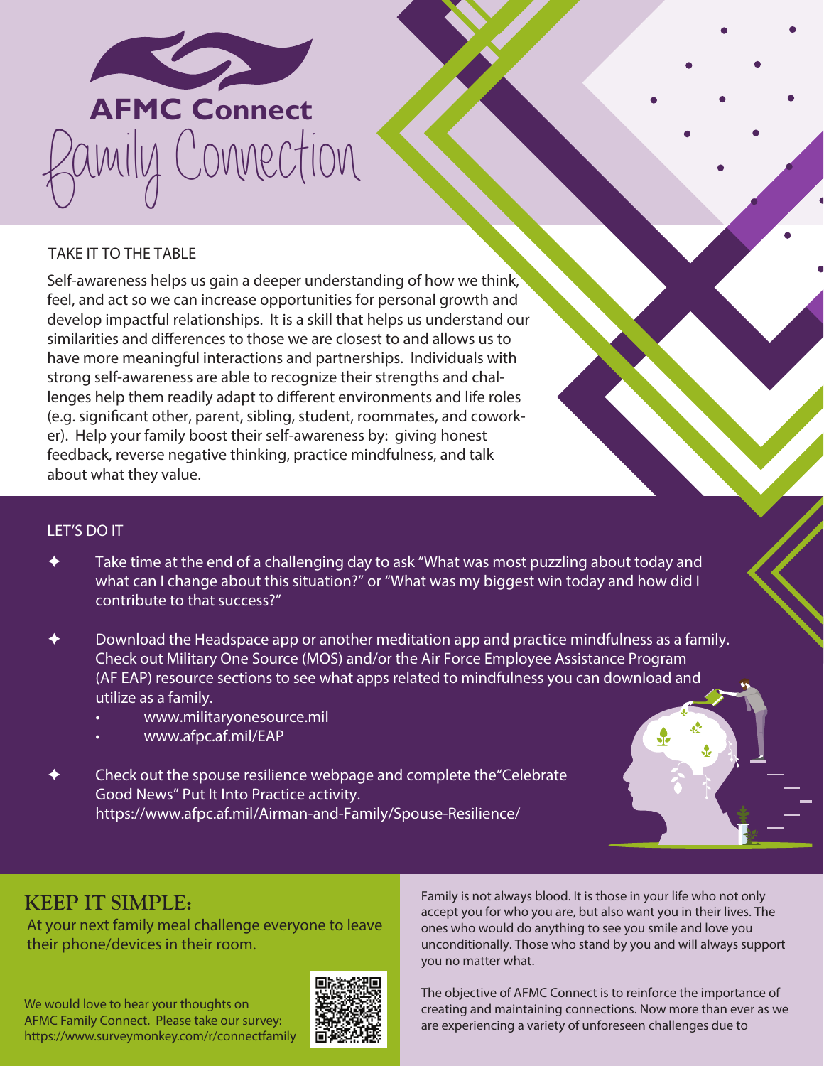# AFMC Connect

## Family Connection

### TAKE IT TO THE TABLE

Self-awareness helps us gain a deeper understanding of how we think, feel, and act so we can increase opportunities for personal growth and develop impactful relationships. It is a skill that helps us understand our similarities and differences to those we are closest to and allows us to have more meaningful interactions and partnerships. Individuals with strong self-awareness are able to recognize their strengths and challenges help them readily adapt to different environments and life roles (e.g. significant other, parent, sibling, student, roommates, and coworker). Help your family boost their self-awareness by: giving honest feedback, reverse negative thinking, practice mindfulness, and talk about what they value.

### LET'S DO IT

- Take time at the end of a challenging day to ask "What was most puzzling about today and what can I change about this situation?" or "What was my biggest win today and how did I contribute to that success?"
- Download the Headspace app or another meditation app and practice mindfulness as a family. Check out Military One Source (MOS) and/or the Air Force Employee Assistance Program (AF EAP) resource sections to see what apps related to mindfulness you can download and utilize as a family.
  - www.militaryonesource.mil
  - www.afpc.af.mil/EAP
- Check out the spouse resilience webpage and complete the"Celebrate Good News" Put It Into Practice activity. https://www.afpc.af.mil/Airman-and-Family/Spouse-Resilience/

### KEEP IT SIMPLE:

At your next family meal challenge everyone to leave their phone/devices in their room.

We would love to hear your thoughts on AFMC Family Connect. Please take our survey: https://www.surveymonkey.com/r/connectfamily

Family is not always blood. It is those in your life who not only accept you for who you are, but also want you in their lives. The ones who would do anything to see you smile and love you unconditionally. Those who stand by you and will always support you no matter what.

The objective of AFMC Connect is to reinforce the importance of creating and maintaining connections. Now more than ever as we are experiencing a variety of unforeseen challenges due to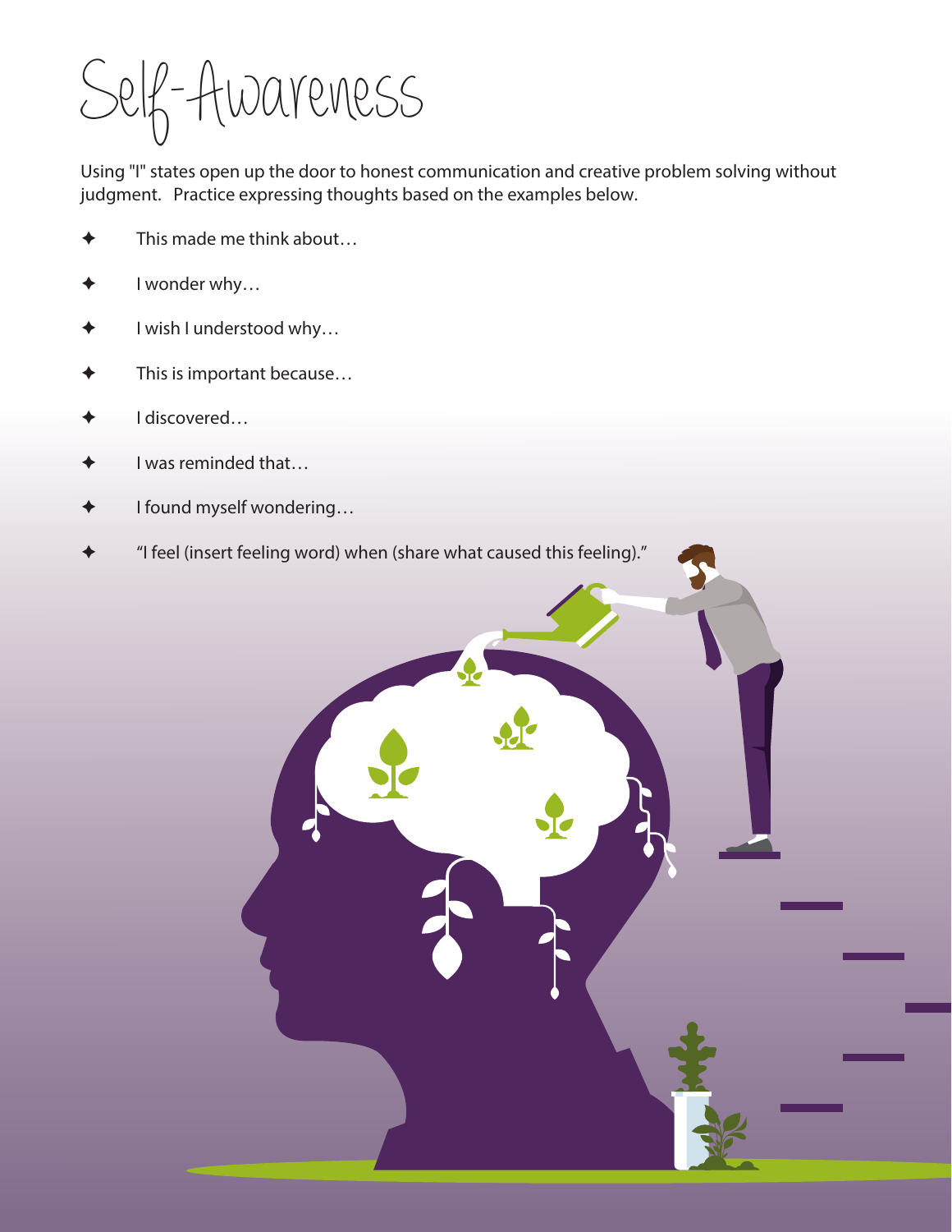# Self-Awareness

Using "I" states open up the door to honest communication and creative problem solving without judgment.   Practice expressing thoughts based on the examples below.

- This made me think about…
- I wonder why…
- I wish I understood why…
- This is important because…
- I discovered…
- I was reminded that…
- I found myself wondering…
- "I feel (insert feeling word) when (share what caused this feeling)."